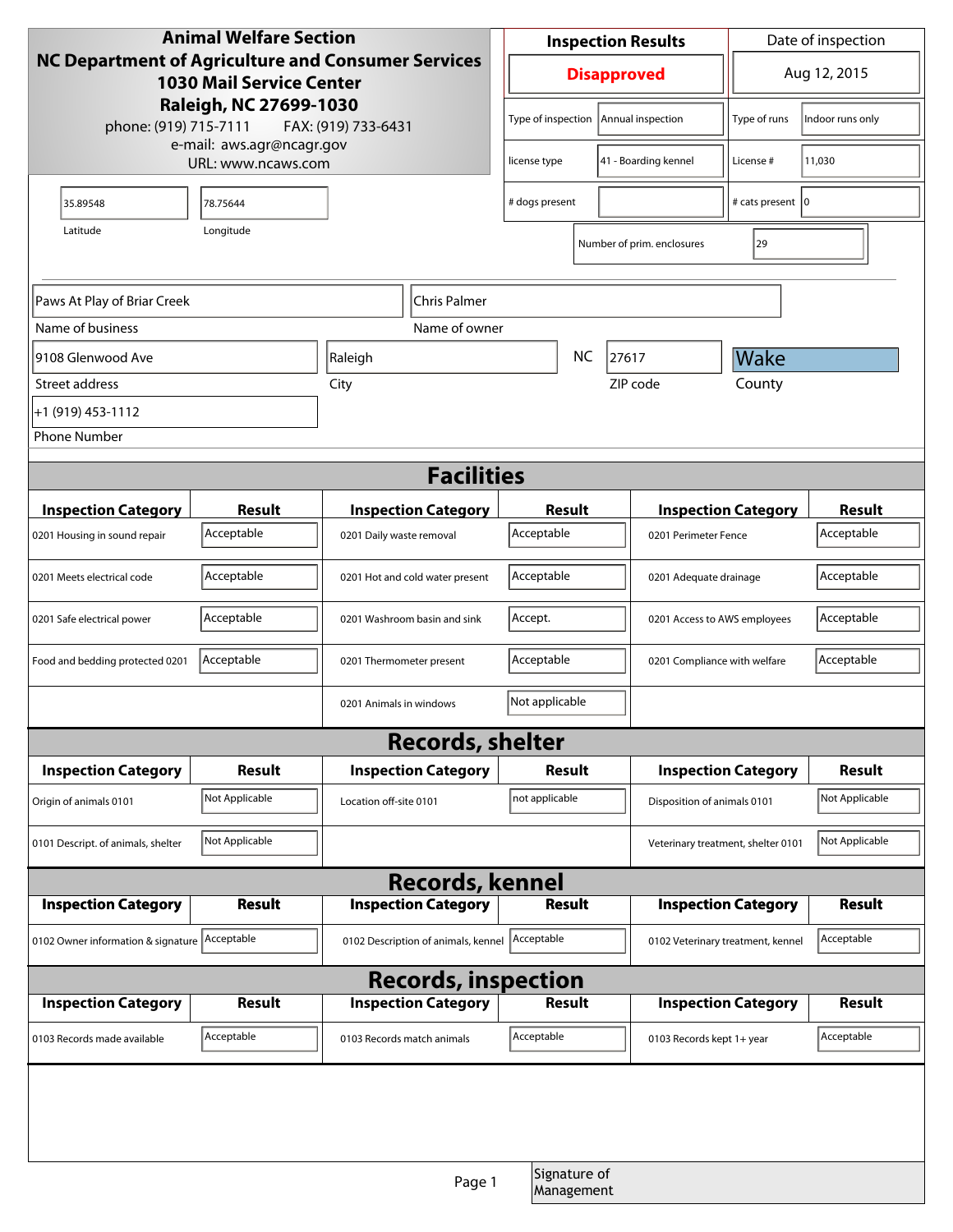**Animal Welfare Section**
**NC Department of Agriculture and Consumer Services**
**1030 Mail Service Center**
**Raleigh, NC 27699-1030**
phone: (919) 715-7111 FAX: (919) 733-6431
e-mail: aws.agr@ncagr.gov
URL: www.ncaws.com

| Inspection Results | Date of inspection |
|---|---|
| **Disapproved** | Aug 12, 2015 |

| Field | Value | Field | Value |
|---|---|---|---|
| Type of inspection | Annual inspection | Type of runs | Indoor runs only |
| license type | 41 - Boarding kennel | License # | 11,030 |
| # dogs present | | # cats present | 0 |
| Number of prim. enclosures | 29 | | |

| Latitude | Longitude |
|---|---|
| 35.89548 | 78.75644 |

| Name of business | Name of owner |
|---|---|
| Paws At Play of Briar Creek | Chris Palmer |

| Street address | City | State | ZIP code | County |
|---|---|---|---|---|
| 9108 Glenwood Ave | Raleigh | NC | 27617 | Wake |

Phone Number: +1 (919) 453-1112

## Facilities

| Inspection Category | Result | Inspection Category | Result | Inspection Category | Result |
|---|---|---|---|---|---|
| 0201 Housing in sound repair | Acceptable | 0201 Daily waste removal | Acceptable | 0201 Perimeter Fence | Acceptable |
| 0201 Meets electrical code | Acceptable | 0201 Hot and cold water present | Acceptable | 0201 Adequate drainage | Acceptable |
| 0201 Safe electrical power | Acceptable | 0201 Washroom basin and sink | Accept. | 0201 Access to AWS employees | Acceptable |
| Food and bedding protected 0201 | Acceptable | 0201 Thermometer present | Acceptable | 0201 Compliance with welfare | Acceptable |
| | | 0201 Animals in windows | Not applicable | | |

## Records, shelter

| Inspection Category | Result | Inspection Category | Result | Inspection Category | Result |
|---|---|---|---|---|---|
| Origin of animals 0101 | Not Applicable | Location off-site 0101 | not applicable | Disposition of animals 0101 | Not Applicable |
| 0101 Descript. of animals, shelter | Not Applicable | | | Veterinary treatment, shelter 0101 | Not Applicable |

## Records, kennel

| Inspection Category | Result | Inspection Category | Result | Inspection Category | Result |
|---|---|---|---|---|---|
| 0102 Owner information & signature | Acceptable | 0102 Description of animals, kennel | Acceptable | 0102 Veterinary treatment, kennel | Acceptable |

## Records, inspection

| Inspection Category | Result | Inspection Category | Result | Inspection Category | Result |
|---|---|---|---|---|---|
| 0103 Records made available | Acceptable | 0103 Records match animals | Acceptable | 0103 Records kept 1+ year | Acceptable |

Signature of Management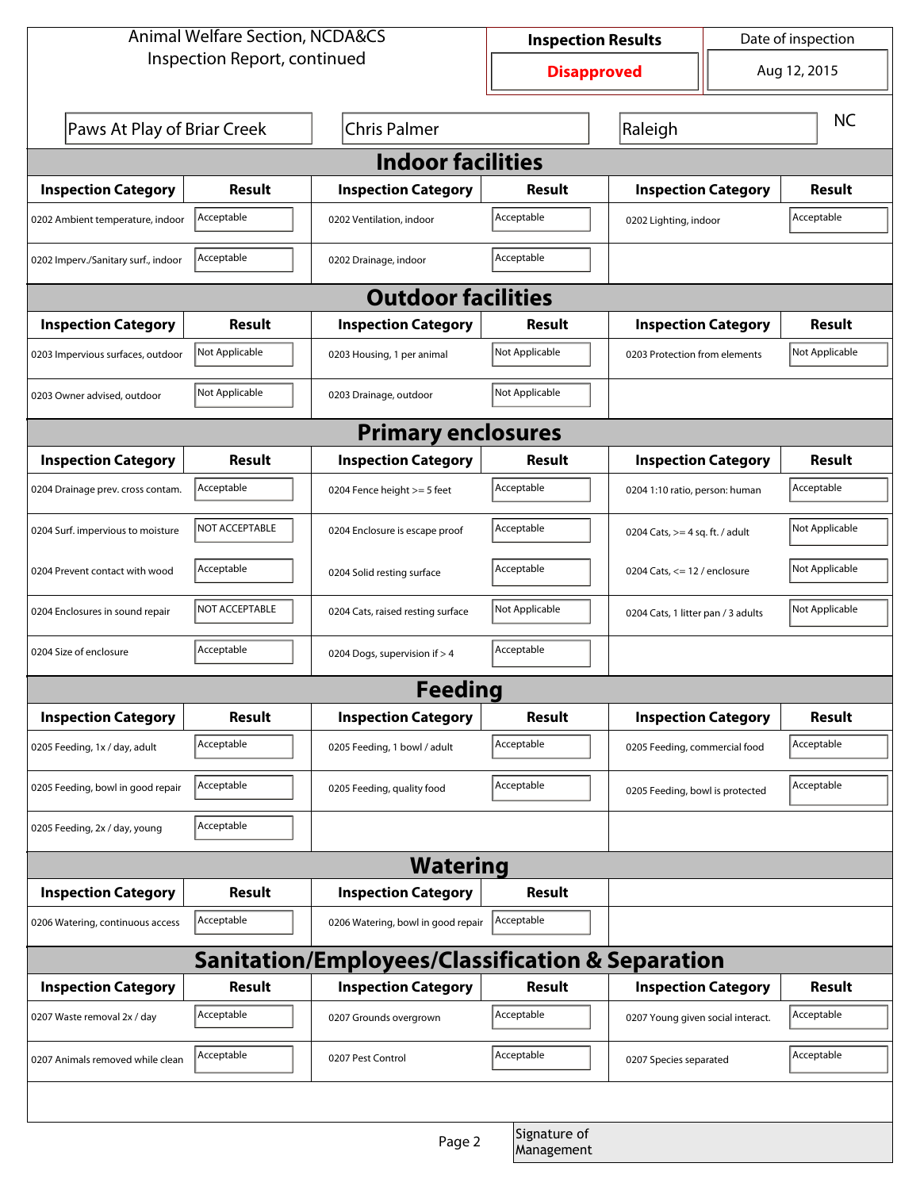Animal Welfare Section, NCDA&CS
Inspection Report, continued

| Inspection Results | Date of inspection |
|---|---|
| **Disapproved** | Aug 12, 2015 |

Paws At Play of Briar Creek | Chris Palmer | Raleigh | NC

## Indoor facilities

| Inspection Category | Result | Inspection Category | Result | Inspection Category | Result |
|---|---|---|---|---|---|
| 0202 Ambient temperature, indoor | Acceptable | 0202 Ventilation, indoor | Acceptable | 0202 Lighting, indoor | Acceptable |
| 0202 Imperv./Sanitary surf., indoor | Acceptable | 0202 Drainage, indoor | Acceptable | | |

## Outdoor facilities

| Inspection Category | Result | Inspection Category | Result | Inspection Category | Result |
|---|---|---|---|---|---|
| 0203 Impervious surfaces, outdoor | Not Applicable | 0203 Housing, 1 per animal | Not Applicable | 0203 Protection from elements | Not Applicable |
| 0203 Owner advised, outdoor | Not Applicable | 0203 Drainage, outdoor | Not Applicable | | |

## Primary enclosures

| Inspection Category | Result | Inspection Category | Result | Inspection Category | Result |
|---|---|---|---|---|---|
| 0204 Drainage prev. cross contam. | Acceptable | 0204 Fence height >= 5 feet | Acceptable | 0204 1:10 ratio, person: human | Acceptable |
| 0204 Surf. impervious to moisture | NOT ACCEPTABLE | 0204 Enclosure is escape proof | Acceptable | 0204 Cats, >= 4 sq. ft. / adult | Not Applicable |
| 0204 Prevent contact with wood | Acceptable | 0204 Solid resting surface | Acceptable | 0204 Cats, <= 12 / enclosure | Not Applicable |
| 0204 Enclosures in sound repair | NOT ACCEPTABLE | 0204 Cats, raised resting surface | Not Applicable | 0204 Cats, 1 litter pan / 3 adults | Not Applicable |
| 0204 Size of enclosure | Acceptable | 0204 Dogs, supervision if > 4 | Acceptable | | |

## Feeding

| Inspection Category | Result | Inspection Category | Result | Inspection Category | Result |
|---|---|---|---|---|---|
| 0205 Feeding, 1x / day, adult | Acceptable | 0205 Feeding, 1 bowl / adult | Acceptable | 0205 Feeding, commercial food | Acceptable |
| 0205 Feeding, bowl in good repair | Acceptable | 0205 Feeding, quality food | Acceptable | 0205 Feeding, bowl is protected | Acceptable |
| 0205 Feeding, 2x / day, young | Acceptable | | | | |

## Watering

| Inspection Category | Result | Inspection Category | Result |
|---|---|---|---|
| 0206 Watering, continuous access | Acceptable | 0206 Watering, bowl in good repair | Acceptable |

## Sanitation/Employees/Classification & Separation

| Inspection Category | Result | Inspection Category | Result | Inspection Category | Result |
|---|---|---|---|---|---|
| 0207 Waste removal 2x / day | Acceptable | 0207 Grounds overgrown | Acceptable | 0207 Young given social interact. | Acceptable |
| 0207 Animals removed while clean | Acceptable | 0207 Pest Control | Acceptable | 0207 Species separated | Acceptable |

Signature of Management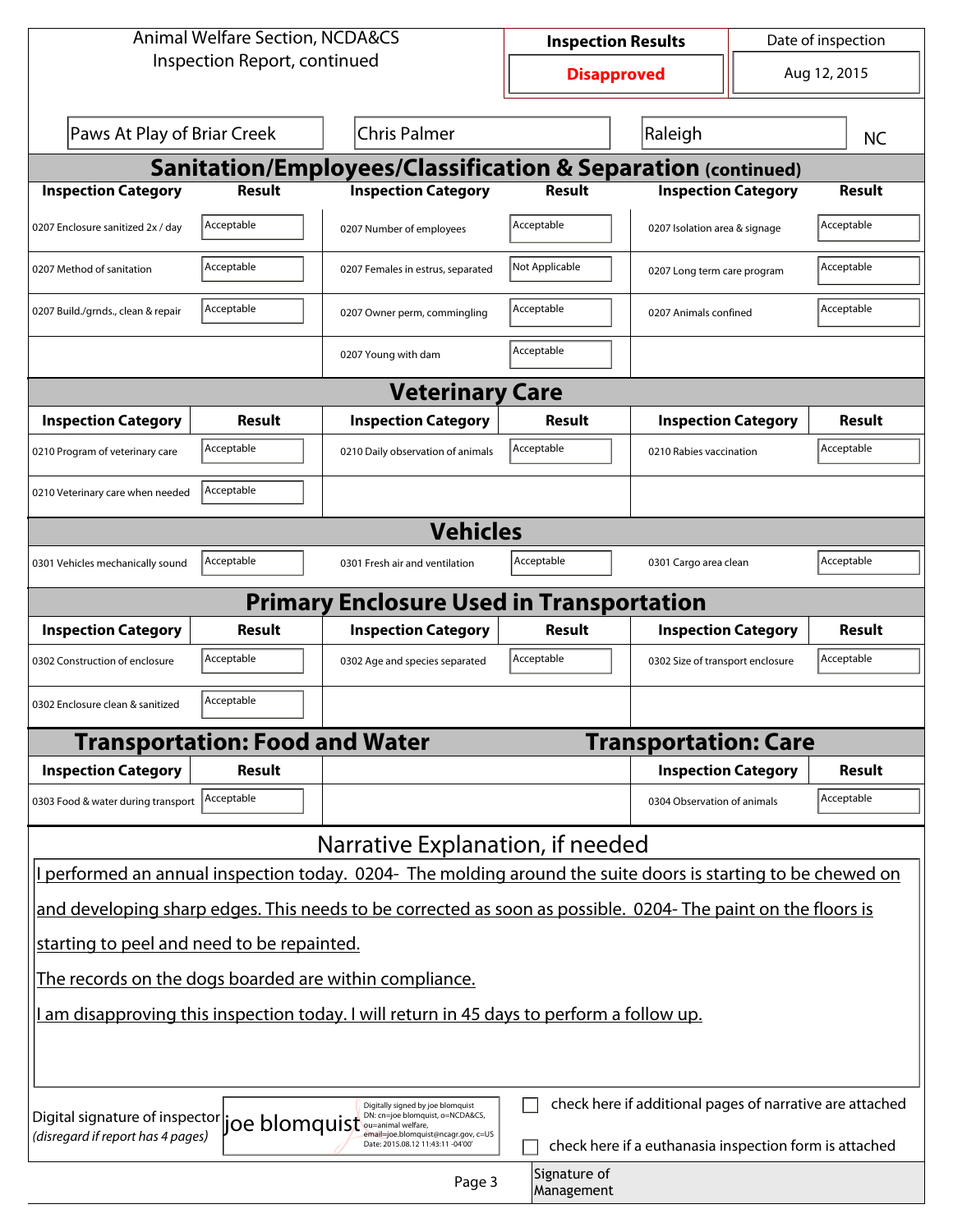Animal Welfare Section, NCDA&CS
Inspection Report, continued

| Inspection Results | Date of inspection |
|---|---|
| **Disapproved** | Aug 12, 2015 |

| Paws At Play of Briar Creek | Chris Palmer | Raleigh | NC |
|---|---|---|---|

## Sanitation/Employees/Classification & Separation (continued)

| Inspection Category | Result | Inspection Category | Result | Inspection Category | Result |
|---|---|---|---|---|---|
| 0207 Enclosure sanitized 2x / day | Acceptable | 0207 Number of employees | Acceptable | 0207 Isolation area & signage | Acceptable |
| 0207 Method of sanitation | Acceptable | 0207 Females in estrus, separated | Not Applicable | 0207 Long term care program | Acceptable |
| 0207 Build./grnds., clean & repair | Acceptable | 0207 Owner perm, commingling | Acceptable | 0207 Animals confined | Acceptable |
| | | 0207 Young with dam | Acceptable | | |

## Veterinary Care

| Inspection Category | Result | Inspection Category | Result | Inspection Category | Result |
|---|---|---|---|---|---|
| 0210 Program of veterinary care | Acceptable | 0210 Daily observation of animals | Acceptable | 0210 Rabies vaccination | Acceptable |
| 0210 Veterinary care when needed | Acceptable | | | | |

## Vehicles

| Inspection Category | Result | Inspection Category | Result | Inspection Category | Result |
|---|---|---|---|---|---|
| 0301 Vehicles mechanically sound | Acceptable | 0301 Fresh air and ventilation | Acceptable | 0301 Cargo area clean | Acceptable |

## Primary Enclosure Used in Transportation

| Inspection Category | Result | Inspection Category | Result | Inspection Category | Result |
|---|---|---|---|---|---|
| 0302 Construction of enclosure | Acceptable | 0302 Age and species separated | Acceptable | 0302 Size of transport enclosure | Acceptable |
| 0302 Enclosure clean & sanitized | Acceptable | | | | |

## Transportation: Food and Water / Transportation: Care

| Inspection Category | Result | | Inspection Category | Result |
|---|---|---|---|---|
| 0303 Food & water during transport | Acceptable | | 0304 Observation of animals | Acceptable |

## Narrative Explanation, if needed

I performed an annual inspection today. 0204- The molding around the suite doors is starting to be chewed on and developing sharp edges. This needs to be corrected as soon as possible. 0204- The paint on the floors is starting to peel and need to be repainted.

The records on the dogs boarded are within compliance.

I am disapproving this inspection today. I will return in 45 days to perform a follow up.

Digital signature of inspector *(disregard if report has 4 pages)*: joe blomquist — Digitally signed by joe blomquist DN: cn=joe blomquist, o=NCDA&CS, ou=animal welfare, email=joe.blomquist@ncagr.gov, c=US Date: 2015.08.12 11:43:11 -04'00'

☐ check here if additional pages of narrative are attached

☐ check here if a euthanasia inspection form is attached

Signature of Management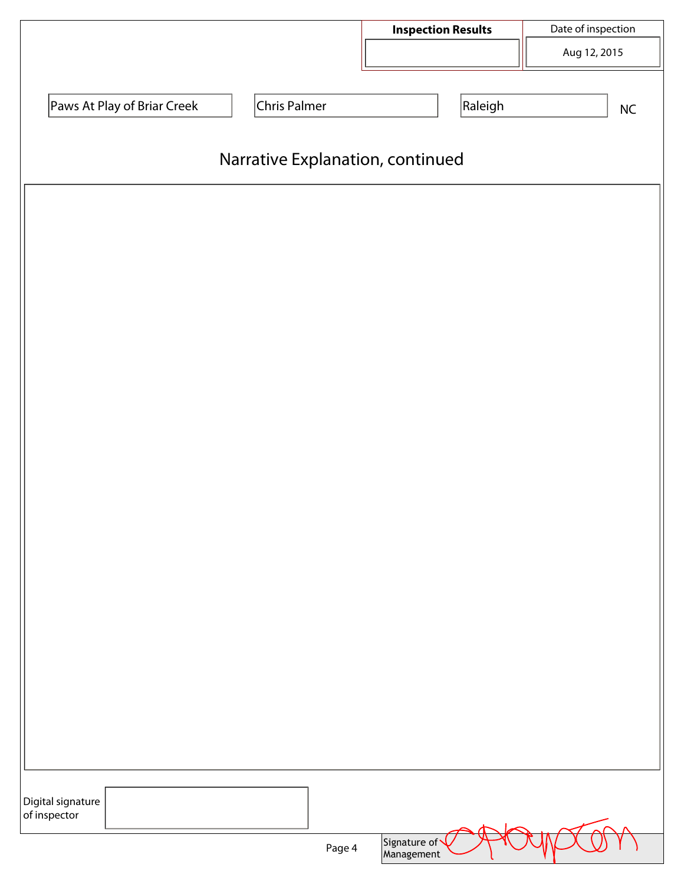| Inspection Results | Date of inspection |
| --- | --- |
| | Aug 12, 2015 |

Paws At Play of Briar Creek | Chris Palmer | Raleigh | NC

## Narrative Explanation, continued

Digital signature of inspector

Signature of Management